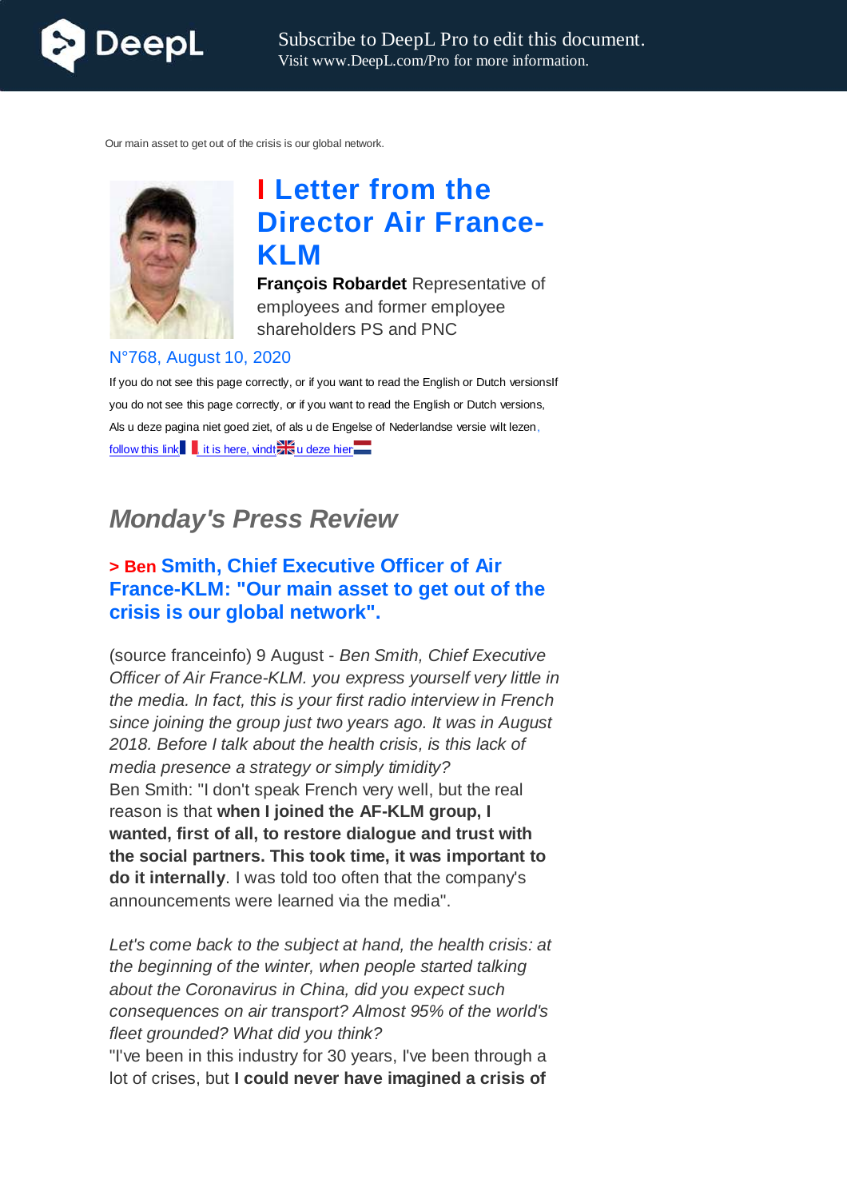Our main asset to get out of the crisis is our global network.

# I Letter from the Director Air France-KLM

**François Robardet** Representative of employees and former employee shareholders PS and PNC

N°768, August 10, 2020

If you do not see this page correctly, or if you want to read the English or Dutch versionsIf you do not see this page correctly, or if you want to read the English or Dutch versions,
Als u deze pagina niet goed ziet, of als u de Engelse of Nederlandse versie wilt lezen, follow this link, it is here, vindt u deze hier

## *Monday's Press Review*

### > Ben Smith, Chief Executive Officer of Air France-KLM: "Our main asset to get out of the crisis is our global network".

(source franceinfo) 9 August - *Ben Smith, Chief Executive Officer of Air France-KLM. you express yourself very little in the media. In fact, this is your first radio interview in French since joining the group just two years ago. It was in August 2018. Before I talk about the health crisis, is this lack of media presence a strategy or simply timidity?*
Ben Smith: "I don't speak French very well, but the real reason is that **when I joined the AF-KLM group, I wanted, first of all, to restore dialogue and trust with the social partners. This took time, it was important to do it internally**. I was told too often that the company's announcements were learned via the media".

*Let's come back to the subject at hand, the health crisis: at the beginning of the winter, when people started talking about the Coronavirus in China, did you expect such consequences on air transport? Almost 95% of the world's fleet grounded? What did you think?*
"I've been in this industry for 30 years, I've been through a lot of crises, but **I could never have imagined a crisis of**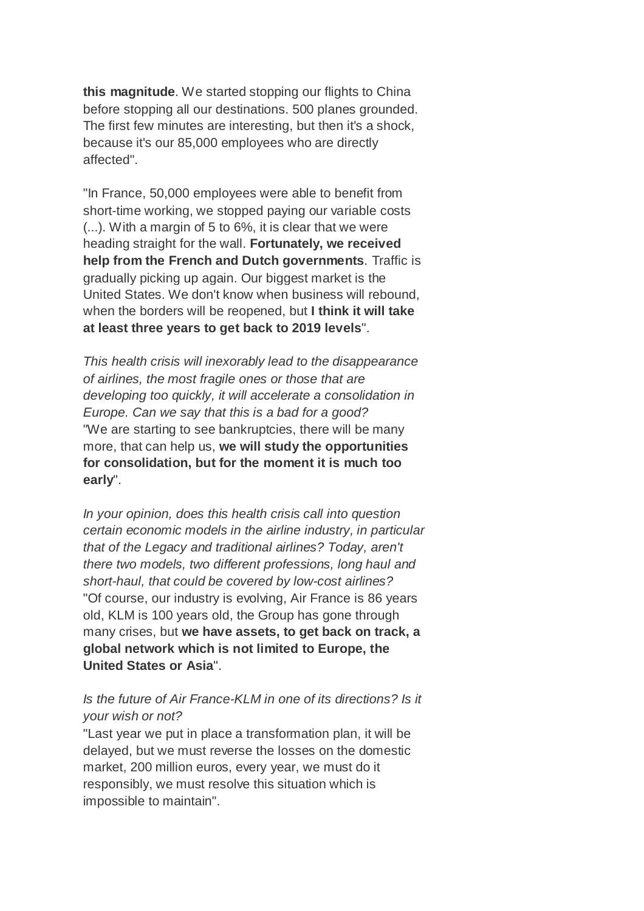**this magnitude**. We started stopping our flights to China before stopping all our destinations. 500 planes grounded. The first few minutes are interesting, but then it's a shock, because it's our 85,000 employees who are directly affected".

"In France, 50,000 employees were able to benefit from short-time working, we stopped paying our variable costs (...). With a margin of 5 to 6%, it is clear that we were heading straight for the wall. **Fortunately, we received help from the French and Dutch governments**. Traffic is gradually picking up again. Our biggest market is the United States. We don't know when business will rebound, when the borders will be reopened, but **I think it will take at least three years to get back to 2019 levels**".

*This health crisis will inexorably lead to the disappearance of airlines, the most fragile ones or those that are developing too quickly, it will accelerate a consolidation in Europe. Can we say that this is a bad for a good?*
"We are starting to see bankruptcies, there will be many more, that can help us, **we will study the opportunities for consolidation, but for the moment it is much too early**".

*In your opinion, does this health crisis call into question certain economic models in the airline industry, in particular that of the Legacy and traditional airlines? Today, aren't there two models, two different professions, long haul and short-haul, that could be covered by low-cost airlines?*
"Of course, our industry is evolving, Air France is 86 years old, KLM is 100 years old, the Group has gone through many crises, but **we have assets, to get back on track, a global network which is not limited to Europe, the United States or Asia**".

*Is the future of Air France-KLM in one of its directions? Is it your wish or not?*
"Last year we put in place a transformation plan, it will be delayed, but we must reverse the losses on the domestic market, 200 million euros, every year, we must do it responsibly, we must resolve this situation which is impossible to maintain".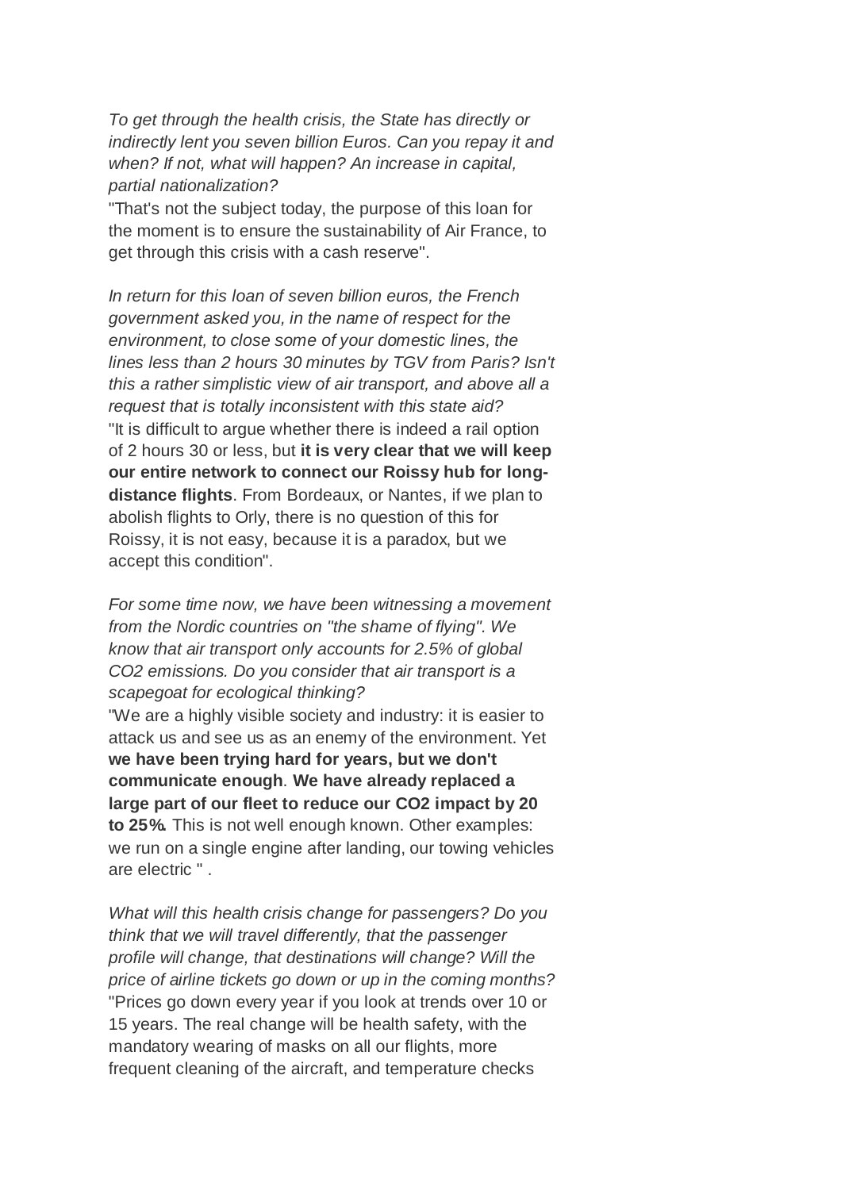*To get through the health crisis, the State has directly or indirectly lent you seven billion Euros. Can you repay it and when? If not, what will happen? An increase in capital, partial nationalization?*

"That's not the subject today, the purpose of this loan for the moment is to ensure the sustainability of Air France, to get through this crisis with a cash reserve".

*In return for this loan of seven billion euros, the French government asked you, in the name of respect for the environment, to close some of your domestic lines, the lines less than 2 hours 30 minutes by TGV from Paris? Isn't this a rather simplistic view of air transport, and above all a request that is totally inconsistent with this state aid?*

"It is difficult to argue whether there is indeed a rail option of 2 hours 30 or less, but **it is very clear that we will keep our entire network to connect our Roissy hub for long-distance flights**. From Bordeaux, or Nantes, if we plan to abolish flights to Orly, there is no question of this for Roissy, it is not easy, because it is a paradox, but we accept this condition".

*For some time now, we have been witnessing a movement from the Nordic countries on "the shame of flying". We know that air transport only accounts for 2.5% of global CO2 emissions. Do you consider that air transport is a scapegoat for ecological thinking?*

"We are a highly visible society and industry: it is easier to attack us and see us as an enemy of the environment. Yet **we have been trying hard for years, but we don't communicate enough**. **We have already replaced a large part of our fleet to reduce our CO2 impact by 20 to 25%.** This is not well enough known. Other examples: we run on a single engine after landing, our towing vehicles are electric " .

*What will this health crisis change for passengers? Do you think that we will travel differently, that the passenger profile will change, that destinations will change? Will the price of airline tickets go down or up in the coming months?*

"Prices go down every year if you look at trends over 10 or 15 years. The real change will be health safety, with the mandatory wearing of masks on all our flights, more frequent cleaning of the aircraft, and temperature checks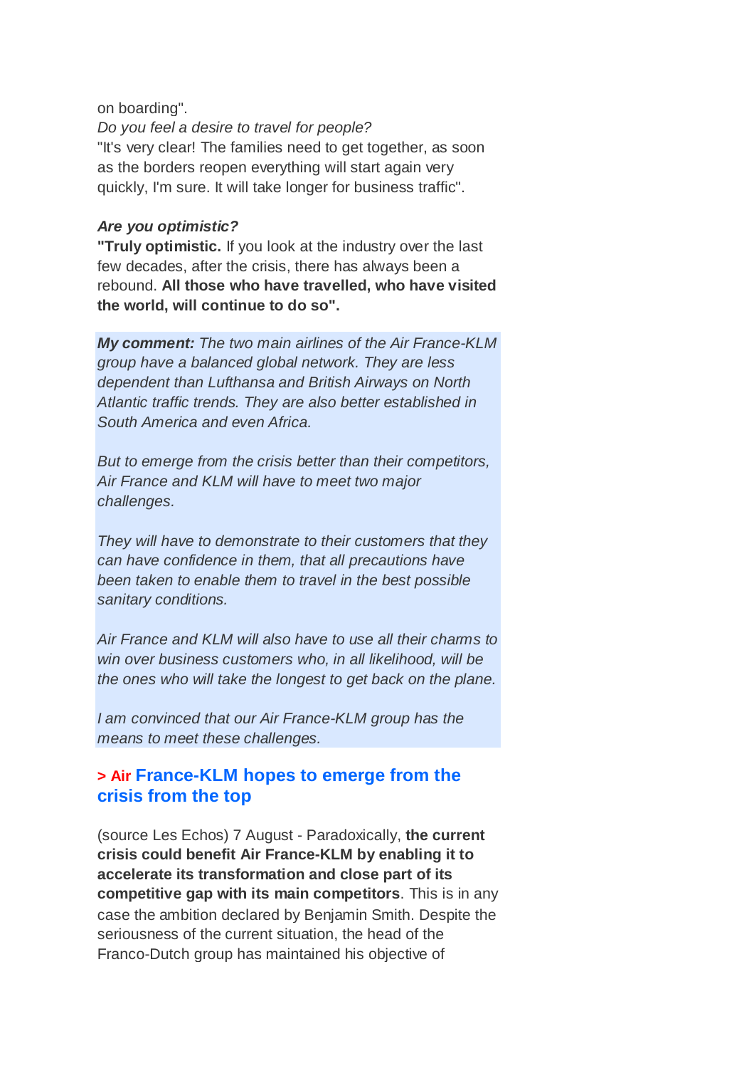on boarding".

*Do you feel a desire to travel for people?*

"It's very clear! The families need to get together, as soon as the borders reopen everything will start again very quickly, I'm sure. It will take longer for business traffic".

***Are you optimistic?***

**"Truly optimistic.** If you look at the industry over the last few decades, after the crisis, there has always been a rebound. **All those who have travelled, who have visited the world, will continue to do so".**

***My comment:*** *The two main airlines of the Air France-KLM group have a balanced global network. They are less dependent than Lufthansa and British Airways on North Atlantic traffic trends. They are also better established in South America and even Africa.*

*But to emerge from the crisis better than their competitors, Air France and KLM will have to meet two major challenges.*

*They will have to demonstrate to their customers that they can have confidence in them, that all precautions have been taken to enable them to travel in the best possible sanitary conditions.*

*Air France and KLM will also have to use all their charms to win over business customers who, in all likelihood, will be the ones who will take the longest to get back on the plane.*

*I am convinced that our Air France-KLM group has the means to meet these challenges.*

### > Air France-KLM hopes to emerge from the crisis from the top

(source Les Echos) 7 August - Paradoxically, **the current crisis could benefit Air France-KLM by enabling it to accelerate its transformation and close part of its competitive gap with its main competitors**. This is in any case the ambition declared by Benjamin Smith. Despite the seriousness of the current situation, the head of the Franco-Dutch group has maintained his objective of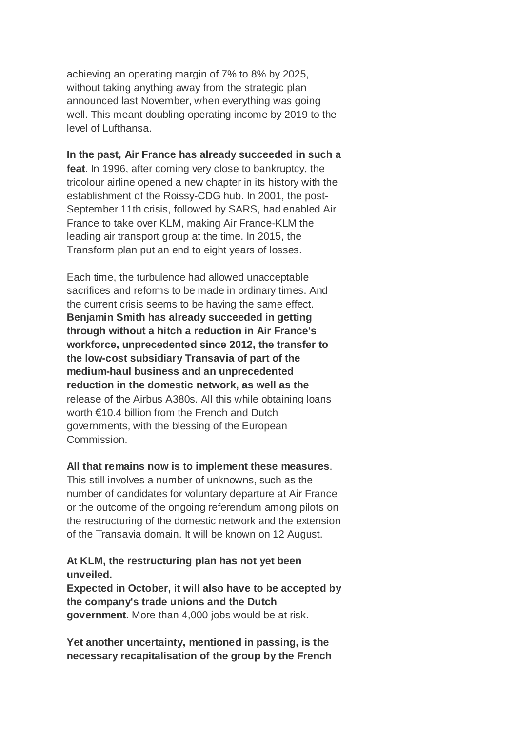achieving an operating margin of 7% to 8% by 2025, without taking anything away from the strategic plan announced last November, when everything was going well. This meant doubling operating income by 2019 to the level of Lufthansa.

**In the past, Air France has already succeeded in such a feat**. In 1996, after coming very close to bankruptcy, the tricolour airline opened a new chapter in its history with the establishment of the Roissy-CDG hub. In 2001, the post-September 11th crisis, followed by SARS, had enabled Air France to take over KLM, making Air France-KLM the leading air transport group at the time. In 2015, the Transform plan put an end to eight years of losses.

Each time, the turbulence had allowed unacceptable sacrifices and reforms to be made in ordinary times. And the current crisis seems to be having the same effect. **Benjamin Smith has already succeeded in getting through without a hitch a reduction in Air France's workforce, unprecedented since 2012, the transfer to the low-cost subsidiary Transavia of part of the medium-haul business and an unprecedented reduction in the domestic network, as well as the** release of the Airbus A380s. All this while obtaining loans worth €10.4 billion from the French and Dutch governments, with the blessing of the European Commission.

**All that remains now is to implement these measures**. This still involves a number of unknowns, such as the number of candidates for voluntary departure at Air France or the outcome of the ongoing referendum among pilots on the restructuring of the domestic network and the extension of the Transavia domain. It will be known on 12 August.

**At KLM, the restructuring plan has not yet been unveiled.**
**Expected in October, it will also have to be accepted by the company's trade unions and the Dutch government**. More than 4,000 jobs would be at risk.

**Yet another uncertainty, mentioned in passing, is the necessary recapitalisation of the group by the French**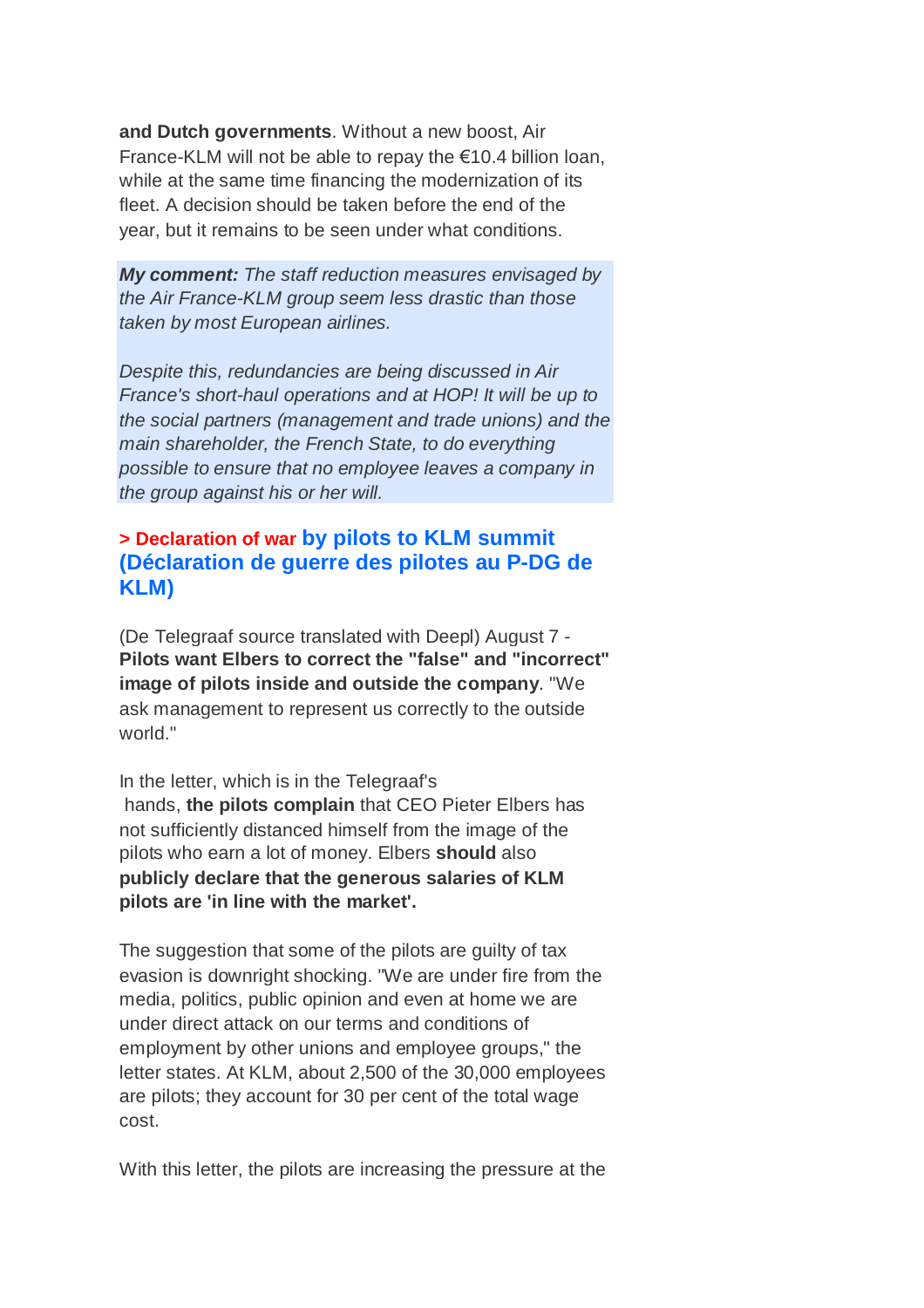**and Dutch governments**. Without a new boost, Air France-KLM will not be able to repay the €10.4 billion loan, while at the same time financing the modernization of its fleet. A decision should be taken before the end of the year, but it remains to be seen under what conditions.

***My comment:*** *The staff reduction measures envisaged by the Air France-KLM group seem less drastic than those taken by most European airlines.*

*Despite this, redundancies are being discussed in Air France's short-haul operations and at HOP! It will be up to the social partners (management and trade unions) and the main shareholder, the French State, to do everything possible to ensure that no employee leaves a company in the group against his or her will.*

### > Declaration of war by pilots to KLM summit (Déclaration de guerre des pilotes au P-DG de KLM)

(De Telegraaf source translated with Deepl) August 7 - **Pilots want Elbers to correct the "false" and "incorrect" image of pilots inside and outside the company**. "We ask management to represent us correctly to the outside world."

In the letter, which is in the Telegraaf's hands, **the pilots complain** that CEO Pieter Elbers has not sufficiently distanced himself from the image of the pilots who earn a lot of money. Elbers **should** also **publicly declare that the generous salaries of KLM pilots are 'in line with the market'.**

The suggestion that some of the pilots are guilty of tax evasion is downright shocking. "We are under fire from the media, politics, public opinion and even at home we are under direct attack on our terms and conditions of employment by other unions and employee groups," the letter states. At KLM, about 2,500 of the 30,000 employees are pilots; they account for 30 per cent of the total wage cost.

With this letter, the pilots are increasing the pressure at the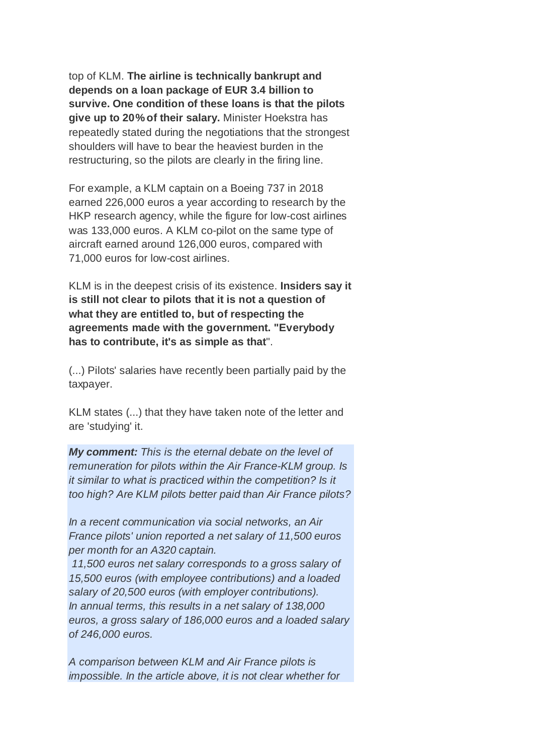top of KLM. **The airline is technically bankrupt and depends on a loan package of EUR 3.4 billion to survive. One condition of these loans is that the pilots give up to 20% of their salary.** Minister Hoekstra has repeatedly stated during the negotiations that the strongest shoulders will have to bear the heaviest burden in the restructuring, so the pilots are clearly in the firing line.

For example, a KLM captain on a Boeing 737 in 2018 earned 226,000 euros a year according to research by the HKP research agency, while the figure for low-cost airlines was 133,000 euros. A KLM co-pilot on the same type of aircraft earned around 126,000 euros, compared with 71,000 euros for low-cost airlines.

KLM is in the deepest crisis of its existence. **Insiders say it is still not clear to pilots that it is not a question of what they are entitled to, but of respecting the agreements made with the government. "Everybody has to contribute, it's as simple as that**".

(...) Pilots' salaries have recently been partially paid by the taxpayer.

KLM states (...) that they have taken note of the letter and are 'studying' it.

***My comment:*** *This is the eternal debate on the level of remuneration for pilots within the Air France-KLM group. Is it similar to what is practiced within the competition? Is it too high? Are KLM pilots better paid than Air France pilots?*

*In a recent communication via social networks, an Air France pilots' union reported a net salary of 11,500 euros per month for an A320 captain.*
*11,500 euros net salary corresponds to a gross salary of 15,500 euros (with employee contributions) and a loaded salary of 20,500 euros (with employer contributions).*
*In annual terms, this results in a net salary of 138,000 euros, a gross salary of 186,000 euros and a loaded salary of 246,000 euros.*

*A comparison between KLM and Air France pilots is impossible. In the article above, it is not clear whether for*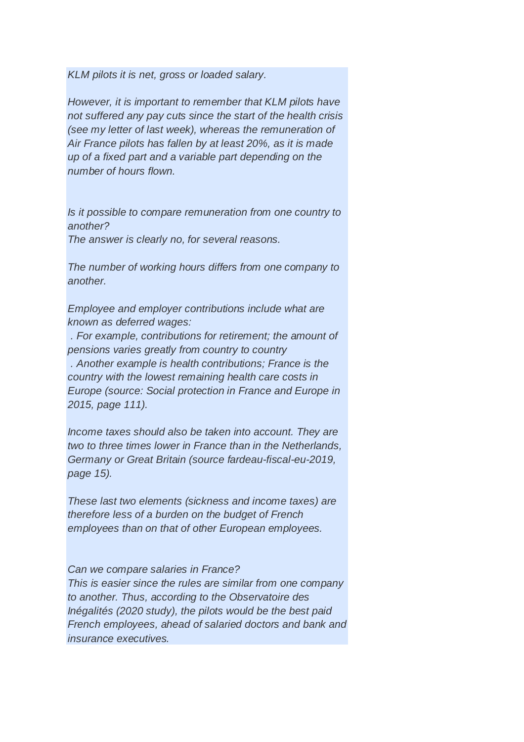*KLM pilots it is net, gross or loaded salary.*

*However, it is important to remember that KLM pilots have not suffered any pay cuts since the start of the health crisis (see my letter of last week), whereas the remuneration of Air France pilots has fallen by at least 20%, as it is made up of a fixed part and a variable part depending on the number of hours flown.*

*Is it possible to compare remuneration from one country to another?*
*The answer is clearly no, for several reasons.*

*The number of working hours differs from one company to another.*

*Employee and employer contributions include what are known as deferred wages:*
*. For example, contributions for retirement; the amount of pensions varies greatly from country to country*
*. Another example is health contributions; France is the country with the lowest remaining health care costs in Europe (source: Social protection in France and Europe in 2015, page 111).*

*Income taxes should also be taken into account. They are two to three times lower in France than in the Netherlands, Germany or Great Britain (source fardeau-fiscal-eu-2019, page 15).*

*These last two elements (sickness and income taxes) are therefore less of a burden on the budget of French employees than on that of other European employees.*

*Can we compare salaries in France?*
*This is easier since the rules are similar from one company to another. Thus, according to the Observatoire des Inégalités (2020 study), the pilots would be the best paid French employees, ahead of salaried doctors and bank and insurance executives.*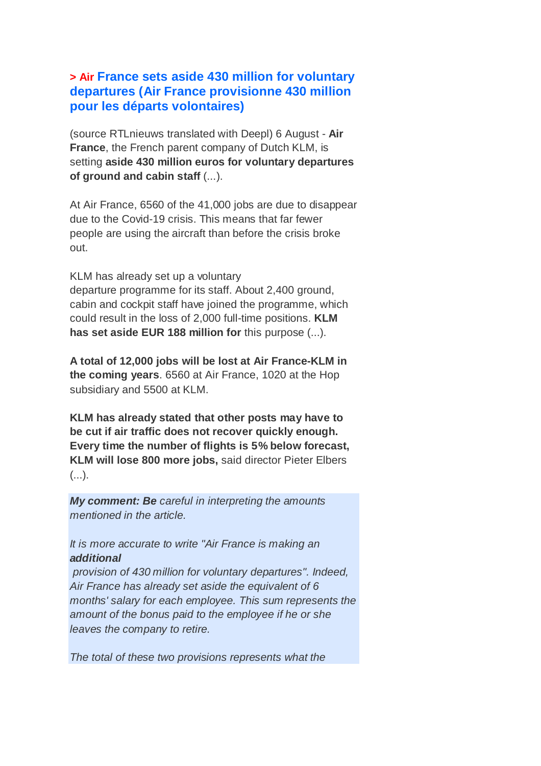### > Air France sets aside 430 million for voluntary departures (Air France provisionne 430 million pour les départs volontaires)

(source RTLnieuws translated with Deepl) 6 August - **Air France**, the French parent company of Dutch KLM, is setting **aside 430 million euros for voluntary departures of ground and cabin staff** (...).

At Air France, 6560 of the 41,000 jobs are due to disappear due to the Covid-19 crisis. This means that far fewer people are using the aircraft than before the crisis broke out.

KLM has already set up a voluntary departure programme for its staff. About 2,400 ground, cabin and cockpit staff have joined the programme, which could result in the loss of 2,000 full-time positions. **KLM has set aside EUR 188 million for** this purpose (...).

**A total of 12,000 jobs will be lost at Air France-KLM in the coming years**. 6560 at Air France, 1020 at the Hop subsidiary and 5500 at KLM.

**KLM has already stated that other posts may have to be cut if air traffic does not recover quickly enough. Every time the number of flights is 5% below forecast, KLM will lose 800 more jobs,** said director Pieter Elbers (...).

***My comment: Be*** *careful in interpreting the amounts mentioned in the article.*

*It is more accurate to write "Air France is making an* ***additional*** *provision of 430 million for voluntary departures". Indeed, Air France has already set aside the equivalent of 6 months' salary for each employee. This sum represents the amount of the bonus paid to the employee if he or she leaves the company to retire.*

*The total of these two provisions represents what the*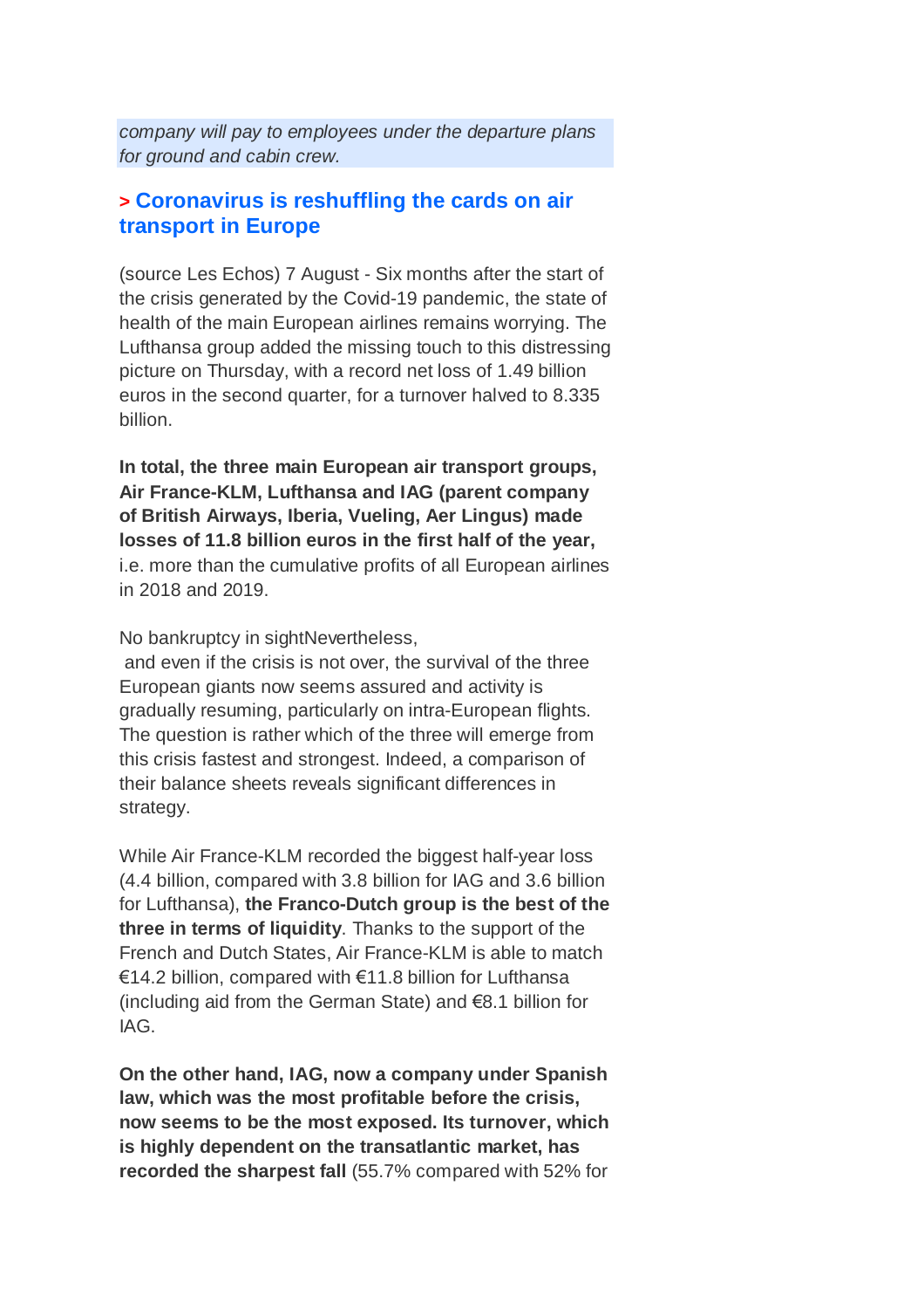*company will pay to employees under the departure plans for ground and cabin crew.*

## > Coronavirus is reshuffling the cards on air transport in Europe

(source Les Echos) 7 August - Six months after the start of the crisis generated by the Covid-19 pandemic, the state of health of the main European airlines remains worrying. The Lufthansa group added the missing touch to this distressing picture on Thursday, with a record net loss of 1.49 billion euros in the second quarter, for a turnover halved to 8.335 billion.

**In total, the three main European air transport groups, Air France-KLM, Lufthansa and IAG (parent company of British Airways, Iberia, Vueling, Aer Lingus) made losses of 11.8 billion euros in the first half of the year,** i.e. more than the cumulative profits of all European airlines in 2018 and 2019.

No bankruptcy in sightNevertheless,
and even if the crisis is not over, the survival of the three European giants now seems assured and activity is gradually resuming, particularly on intra-European flights. The question is rather which of the three will emerge from this crisis fastest and strongest. Indeed, a comparison of their balance sheets reveals significant differences in strategy.

While Air France-KLM recorded the biggest half-year loss (4.4 billion, compared with 3.8 billion for IAG and 3.6 billion for Lufthansa), **the Franco-Dutch group is the best of the three in terms of liquidity**. Thanks to the support of the French and Dutch States, Air France-KLM is able to match €14.2 billion, compared with €11.8 billion for Lufthansa (including aid from the German State) and €8.1 billion for IAG.

**On the other hand, IAG, now a company under Spanish law, which was the most profitable before the crisis, now seems to be the most exposed. Its turnover, which is highly dependent on the transatlantic market, has recorded the sharpest fall** (55.7% compared with 52% for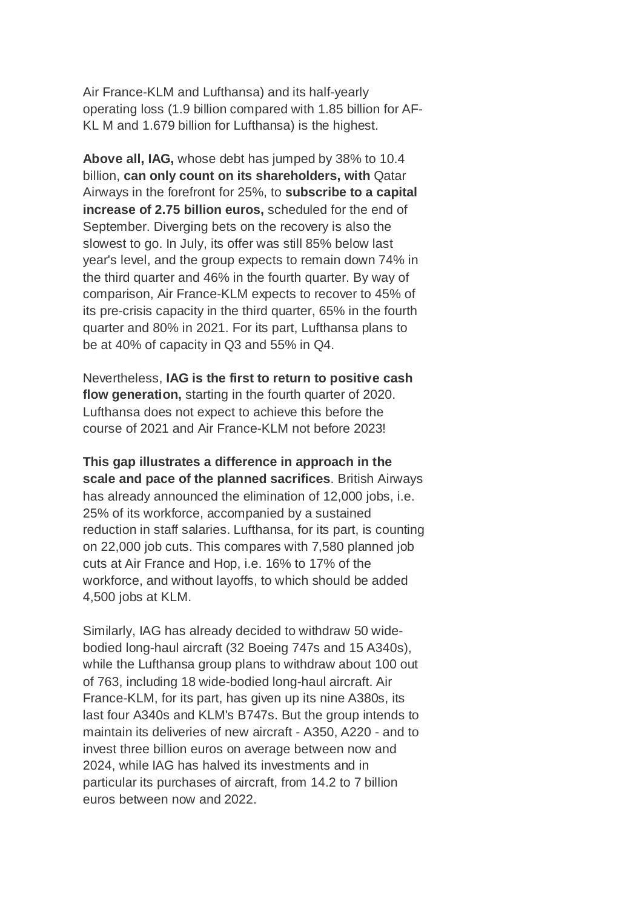Air France-KLM and Lufthansa) and its half-yearly operating loss (1.9 billion compared with 1.85 billion for AF-KL M and 1.679 billion for Lufthansa) is the highest.

**Above all, IAG,** whose debt has jumped by 38% to 10.4 billion, **can only count on its shareholders, with** Qatar Airways in the forefront for 25%, to **subscribe to a capital increase of 2.75 billion euros,** scheduled for the end of September. Diverging bets on the recovery is also the slowest to go. In July, its offer was still 85% below last year's level, and the group expects to remain down 74% in the third quarter and 46% in the fourth quarter. By way of comparison, Air France-KLM expects to recover to 45% of its pre-crisis capacity in the third quarter, 65% in the fourth quarter and 80% in 2021. For its part, Lufthansa plans to be at 40% of capacity in Q3 and 55% in Q4.

Nevertheless, **IAG is the first to return to positive cash flow generation,** starting in the fourth quarter of 2020. Lufthansa does not expect to achieve this before the course of 2021 and Air France-KLM not before 2023!

**This gap illustrates a difference in approach in the scale and pace of the planned sacrifices**. British Airways has already announced the elimination of 12,000 jobs, i.e. 25% of its workforce, accompanied by a sustained reduction in staff salaries. Lufthansa, for its part, is counting on 22,000 job cuts. This compares with 7,580 planned job cuts at Air France and Hop, i.e. 16% to 17% of the workforce, and without layoffs, to which should be added 4,500 jobs at KLM.

Similarly, IAG has already decided to withdraw 50 wide-bodied long-haul aircraft (32 Boeing 747s and 15 A340s), while the Lufthansa group plans to withdraw about 100 out of 763, including 18 wide-bodied long-haul aircraft. Air France-KLM, for its part, has given up its nine A380s, its last four A340s and KLM's B747s. But the group intends to maintain its deliveries of new aircraft - A350, A220 - and to invest three billion euros on average between now and 2024, while IAG has halved its investments and in particular its purchases of aircraft, from 14.2 to 7 billion euros between now and 2022.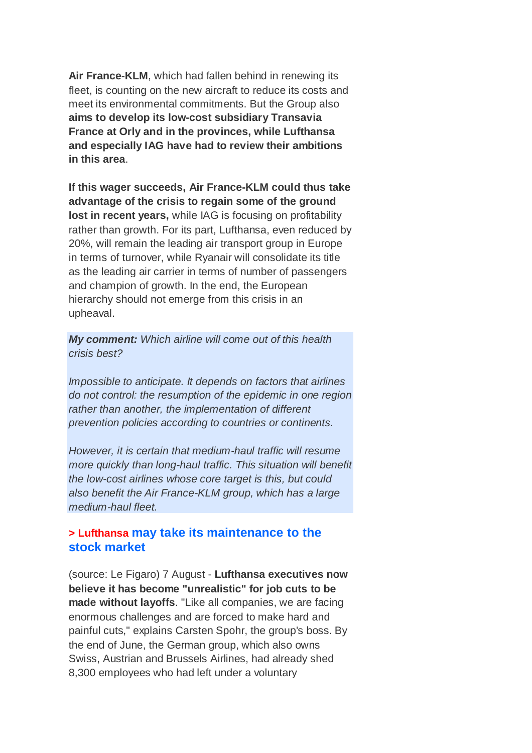**Air France-KLM**, which had fallen behind in renewing its fleet, is counting on the new aircraft to reduce its costs and meet its environmental commitments. But the Group also **aims to develop its low-cost subsidiary Transavia France at Orly and in the provinces, while Lufthansa and especially IAG have had to review their ambitions in this area**.

**If this wager succeeds, Air France-KLM could thus take advantage of the crisis to regain some of the ground lost in recent years,** while IAG is focusing on profitability rather than growth. For its part, Lufthansa, even reduced by 20%, will remain the leading air transport group in Europe in terms of turnover, while Ryanair will consolidate its title as the leading air carrier in terms of number of passengers and champion of growth. In the end, the European hierarchy should not emerge from this crisis in an upheaval.

***My comment:*** *Which airline will come out of this health crisis best?*

*Impossible to anticipate. It depends on factors that airlines do not control: the resumption of the epidemic in one region rather than another, the implementation of different prevention policies according to countries or continents.*

*However, it is certain that medium-haul traffic will resume more quickly than long-haul traffic. This situation will benefit the low-cost airlines whose core target is this, but could also benefit the Air France-KLM group, which has a large medium-haul fleet.*

### > Lufthansa may take its maintenance to the stock market

(source: Le Figaro) 7 August - **Lufthansa executives now believe it has become "unrealistic" for job cuts to be made without layoffs**. "Like all companies, we are facing enormous challenges and are forced to make hard and painful cuts," explains Carsten Spohr, the group's boss. By the end of June, the German group, which also owns Swiss, Austrian and Brussels Airlines, had already shed 8,300 employees who had left under a voluntary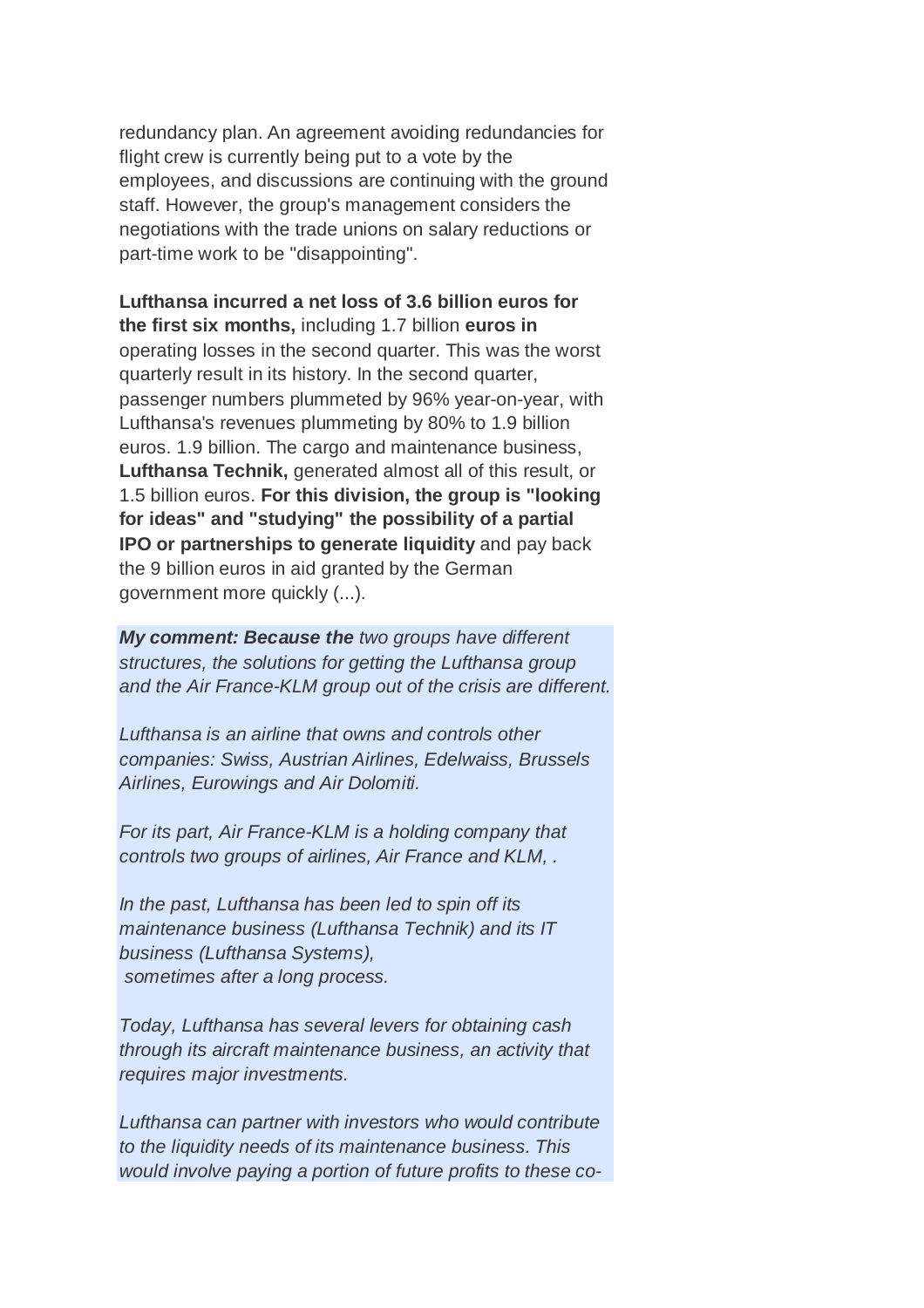redundancy plan. An agreement avoiding redundancies for flight crew is currently being put to a vote by the employees, and discussions are continuing with the ground staff. However, the group's management considers the negotiations with the trade unions on salary reductions or part-time work to be "disappointing".

**Lufthansa incurred a net loss of 3.6 billion euros for the first six months,** including 1.7 billion **euros in** operating losses in the second quarter. This was the worst quarterly result in its history. In the second quarter, passenger numbers plummeted by 96% year-on-year, with Lufthansa's revenues plummeting by 80% to 1.9 billion euros. 1.9 billion. The cargo and maintenance business, **Lufthansa Technik,** generated almost all of this result, or 1.5 billion euros. **For this division, the group is "looking for ideas" and "studying" the possibility of a partial IPO or partnerships to generate liquidity** and pay back the 9 billion euros in aid granted by the German government more quickly (...).

***My comment: Because the*** *two groups have different structures, the solutions for getting the Lufthansa group and the Air France-KLM group out of the crisis are different.*

*Lufthansa is an airline that owns and controls other companies: Swiss, Austrian Airlines, Edelwaiss, Brussels Airlines, Eurowings and Air Dolomiti.*

*For its part, Air France-KLM is a holding company that controls two groups of airlines, Air France and KLM, .*

*In the past, Lufthansa has been led to spin off its maintenance business (Lufthansa Technik) and its IT business (Lufthansa Systems), sometimes after a long process.*

*Today, Lufthansa has several levers for obtaining cash through its aircraft maintenance business, an activity that requires major investments.*

*Lufthansa can partner with investors who would contribute to the liquidity needs of its maintenance business. This would involve paying a portion of future profits to these co-*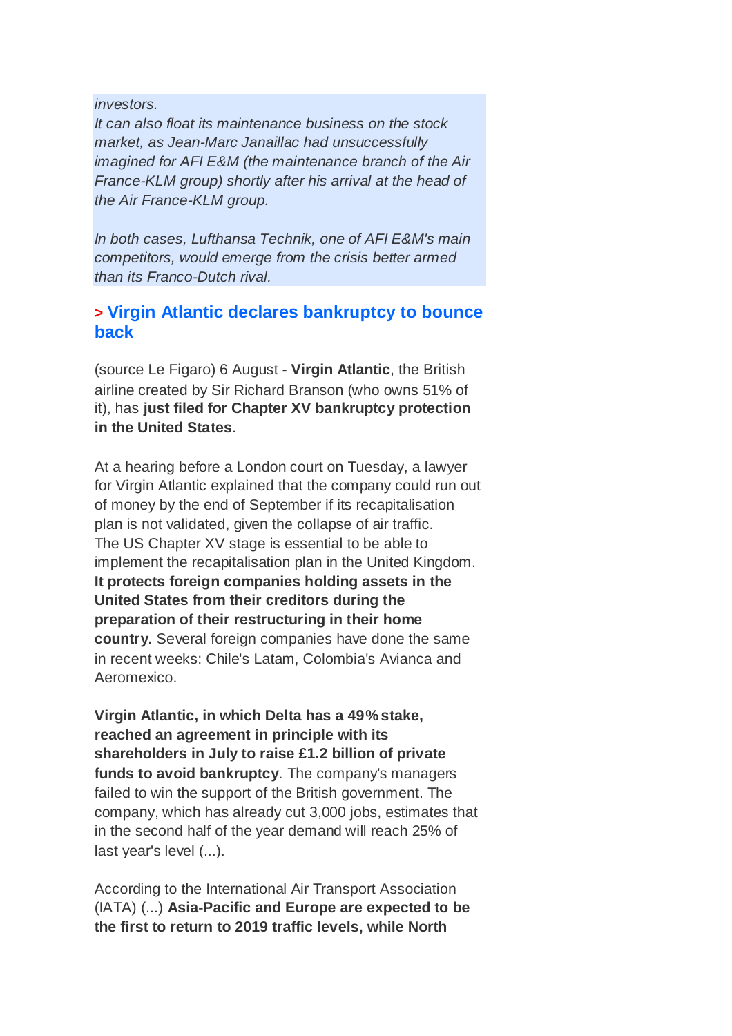*investors.*
*It can also float its maintenance business on the stock market, as Jean-Marc Janaillac had unsuccessfully imagined for AFI E&M (the maintenance branch of the Air France-KLM group) shortly after his arrival at the head of the Air France-KLM group.*

*In both cases, Lufthansa Technik, one of AFI E&M's main competitors, would emerge from the crisis better armed than its Franco-Dutch rival.*

## > Virgin Atlantic declares bankruptcy to bounce back

(source Le Figaro) 6 August - **Virgin Atlantic**, the British airline created by Sir Richard Branson (who owns 51% of it), has **just filed for Chapter XV bankruptcy protection in the United States**.

At a hearing before a London court on Tuesday, a lawyer for Virgin Atlantic explained that the company could run out of money by the end of September if its recapitalisation plan is not validated, given the collapse of air traffic. The US Chapter XV stage is essential to be able to implement the recapitalisation plan in the United Kingdom. **It protects foreign companies holding assets in the United States from their creditors during the preparation of their restructuring in their home country.** Several foreign companies have done the same in recent weeks: Chile's Latam, Colombia's Avianca and Aeromexico.

**Virgin Atlantic, in which Delta has a 49% stake, reached an agreement in principle with its shareholders in July to raise £1.2 billion of private funds to avoid bankruptcy**. The company's managers failed to win the support of the British government. The company, which has already cut 3,000 jobs, estimates that in the second half of the year demand will reach 25% of last year's level (...).

According to the International Air Transport Association (IATA) (...) **Asia-Pacific and Europe are expected to be the first to return to 2019 traffic levels, while North**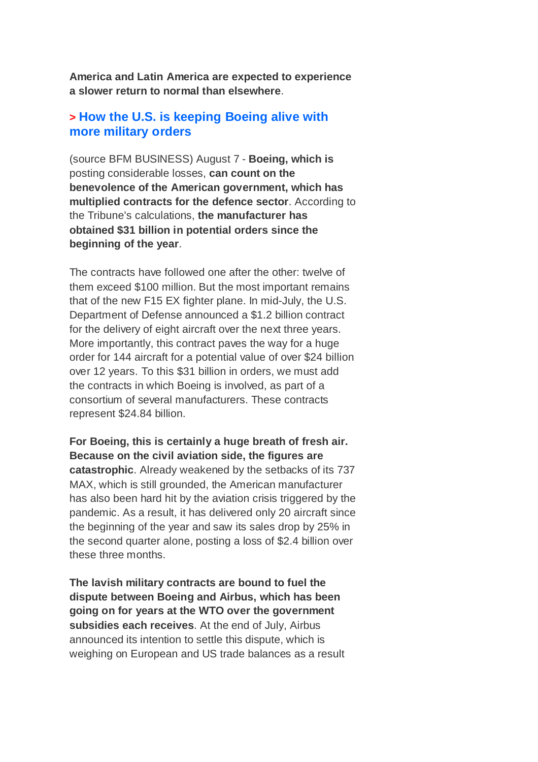**America and Latin America are expected to experience a slower return to normal than elsewhere**.

## > How the U.S. is keeping Boeing alive with more military orders

(source BFM BUSINESS) August 7 - **Boeing, which is** posting considerable losses, **can count on the benevolence of the American government, which has multiplied contracts for the defence sector**. According to the Tribune's calculations, **the manufacturer has obtained $31 billion in potential orders since the beginning of the year**.

The contracts have followed one after the other: twelve of them exceed $100 million. But the most important remains that of the new F15 EX fighter plane. In mid-July, the U.S. Department of Defense announced a $1.2 billion contract for the delivery of eight aircraft over the next three years. More importantly, this contract paves the way for a huge order for 144 aircraft for a potential value of over $24 billion over 12 years. To this $31 billion in orders, we must add the contracts in which Boeing is involved, as part of a consortium of several manufacturers. These contracts represent $24.84 billion.

**For Boeing, this is certainly a huge breath of fresh air. Because on the civil aviation side, the figures are catastrophic**. Already weakened by the setbacks of its 737 MAX, which is still grounded, the American manufacturer has also been hard hit by the aviation crisis triggered by the pandemic. As a result, it has delivered only 20 aircraft since the beginning of the year and saw its sales drop by 25% in the second quarter alone, posting a loss of $2.4 billion over these three months.

**The lavish military contracts are bound to fuel the dispute between Boeing and Airbus, which has been going on for years at the WTO over the government subsidies each receives**. At the end of July, Airbus announced its intention to settle this dispute, which is weighing on European and US trade balances as a result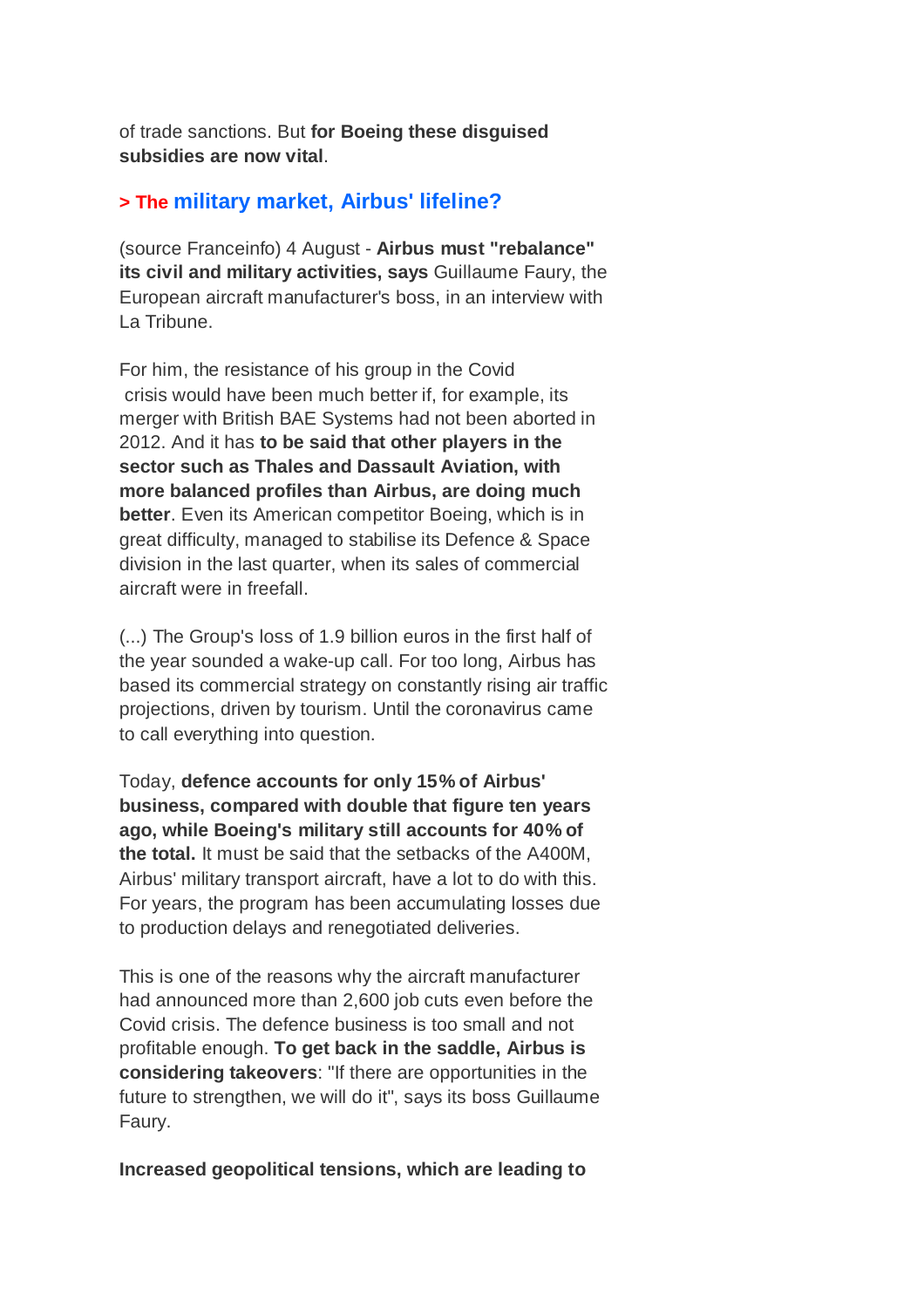of trade sanctions. But **for Boeing these disguised subsidies are now vital**.

## > The military market, Airbus' lifeline?

(source Franceinfo) 4 August - **Airbus must "rebalance" its civil and military activities, says** Guillaume Faury, the European aircraft manufacturer's boss, in an interview with La Tribune.

For him, the resistance of his group in the Covid crisis would have been much better if, for example, its merger with British BAE Systems had not been aborted in 2012. And it has **to be said that other players in the sector such as Thales and Dassault Aviation, with more balanced profiles than Airbus, are doing much better**. Even its American competitor Boeing, which is in great difficulty, managed to stabilise its Defence & Space division in the last quarter, when its sales of commercial aircraft were in freefall.

(...) The Group's loss of 1.9 billion euros in the first half of the year sounded a wake-up call. For too long, Airbus has based its commercial strategy on constantly rising air traffic projections, driven by tourism. Until the coronavirus came to call everything into question.

Today, **defence accounts for only 15% of Airbus' business, compared with double that figure ten years ago, while Boeing's military still accounts for 40% of the total.** It must be said that the setbacks of the A400M, Airbus' military transport aircraft, have a lot to do with this. For years, the program has been accumulating losses due to production delays and renegotiated deliveries.

This is one of the reasons why the aircraft manufacturer had announced more than 2,600 job cuts even before the Covid crisis. The defence business is too small and not profitable enough. **To get back in the saddle, Airbus is considering takeovers**: "If there are opportunities in the future to strengthen, we will do it", says its boss Guillaume Faury.

**Increased geopolitical tensions, which are leading to**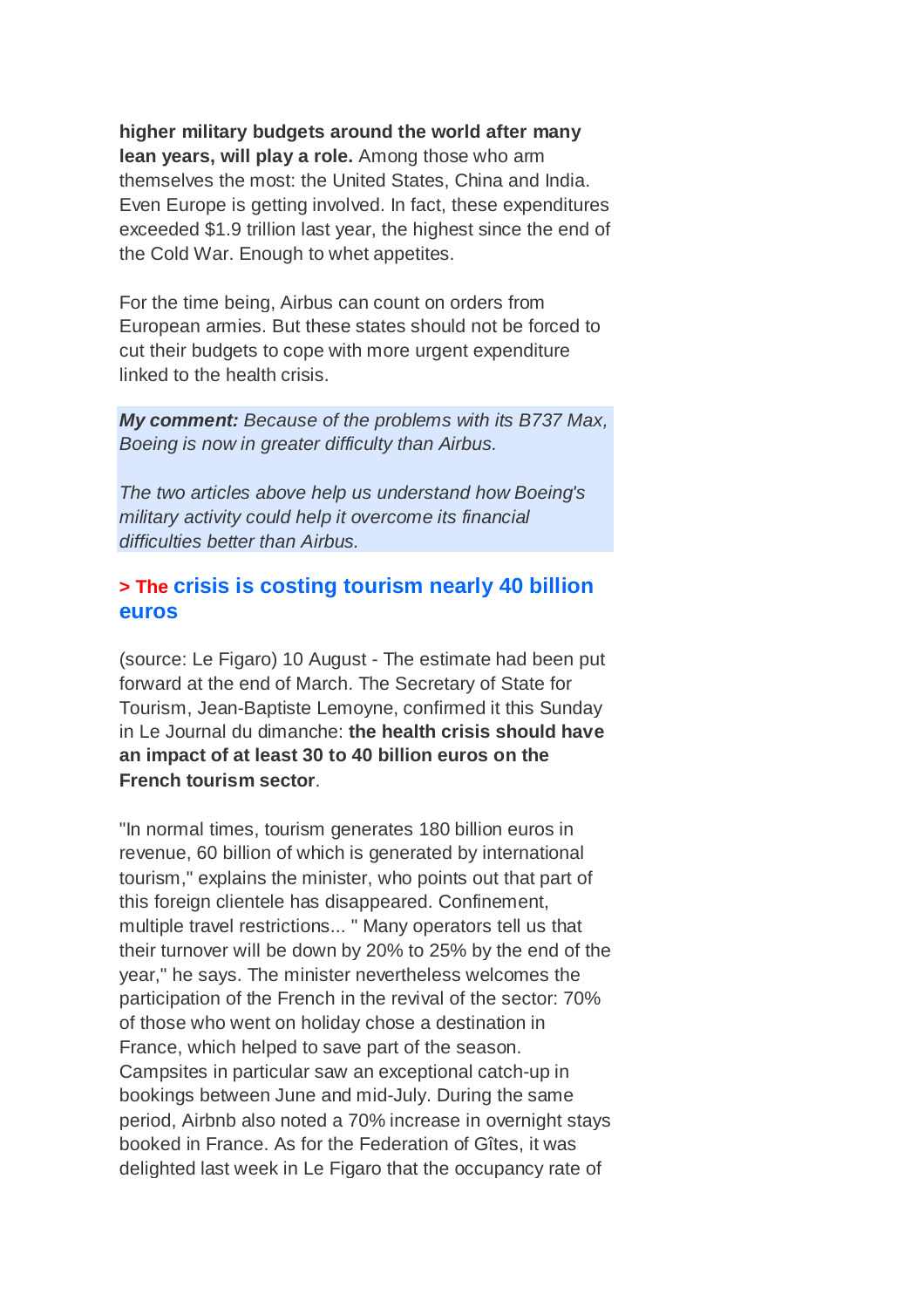**higher military budgets around the world after many lean years, will play a role.** Among those who arm themselves the most: the United States, China and India. Even Europe is getting involved. In fact, these expenditures exceeded $1.9 trillion last year, the highest since the end of the Cold War. Enough to whet appetites.

For the time being, Airbus can count on orders from European armies. But these states should not be forced to cut their budgets to cope with more urgent expenditure linked to the health crisis.

***My comment:*** *Because of the problems with its B737 Max, Boeing is now in greater difficulty than Airbus.*

*The two articles above help us understand how Boeing's military activity could help it overcome its financial difficulties better than Airbus.*

### > The crisis is costing tourism nearly 40 billion euros

(source: Le Figaro) 10 August - The estimate had been put forward at the end of March. The Secretary of State for Tourism, Jean-Baptiste Lemoyne, confirmed it this Sunday in Le Journal du dimanche: **the health crisis should have an impact of at least 30 to 40 billion euros on the French tourism sector**.

"In normal times, tourism generates 180 billion euros in revenue, 60 billion of which is generated by international tourism," explains the minister, who points out that part of this foreign clientele has disappeared. Confinement, multiple travel restrictions... " Many operators tell us that their turnover will be down by 20% to 25% by the end of the year," he says. The minister nevertheless welcomes the participation of the French in the revival of the sector: 70% of those who went on holiday chose a destination in France, which helped to save part of the season. Campsites in particular saw an exceptional catch-up in bookings between June and mid-July. During the same period, Airbnb also noted a 70% increase in overnight stays booked in France. As for the Federation of Gîtes, it was delighted last week in Le Figaro that the occupancy rate of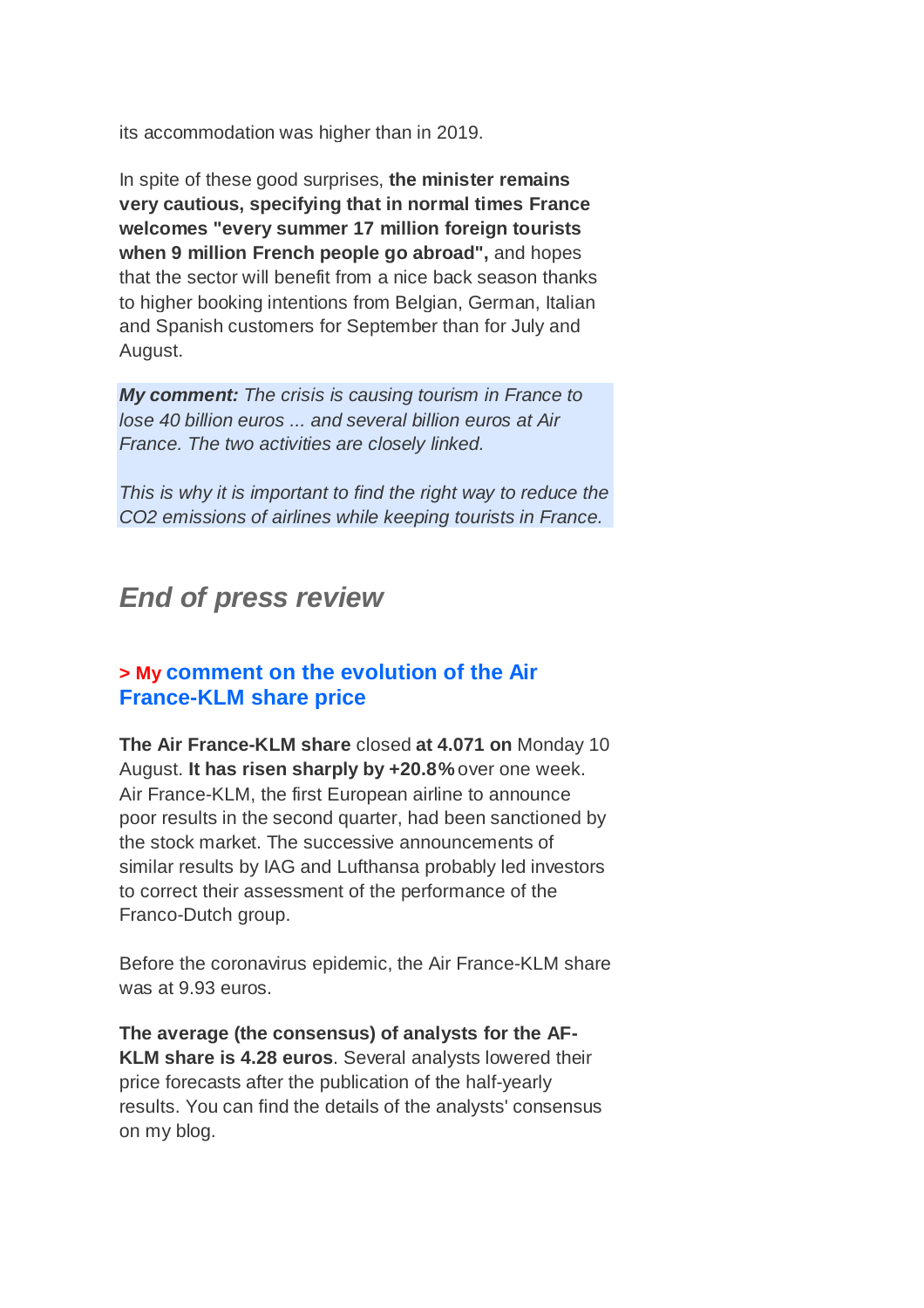its accommodation was higher than in 2019.

In spite of these good surprises, **the minister remains very cautious, specifying that in normal times France welcomes "every summer 17 million foreign tourists when 9 million French people go abroad",** and hopes that the sector will benefit from a nice back season thanks to higher booking intentions from Belgian, German, Italian and Spanish customers for September than for July and August.

***My comment:*** *The crisis is causing tourism in France to lose 40 billion euros ... and several billion euros at Air France. The two activities are closely linked.*

*This is why it is important to find the right way to reduce the $CO_2$ emissions of airlines while keeping tourists in France.*

## *End of press review*

### > My comment on the evolution of the Air France-KLM share price

**The Air France-KLM share** closed **at 4.071 on** Monday 10 August. **It has risen sharply by +20.8%** over one week. Air France-KLM, the first European airline to announce poor results in the second quarter, had been sanctioned by the stock market. The successive announcements of similar results by IAG and Lufthansa probably led investors to correct their assessment of the performance of the Franco-Dutch group.

Before the coronavirus epidemic, the Air France-KLM share was at 9.93 euros.

**The average (the consensus) of analysts for the AF-KLM share is 4.28 euros**. Several analysts lowered their price forecasts after the publication of the half-yearly results. You can find the details of the analysts' consensus on my blog.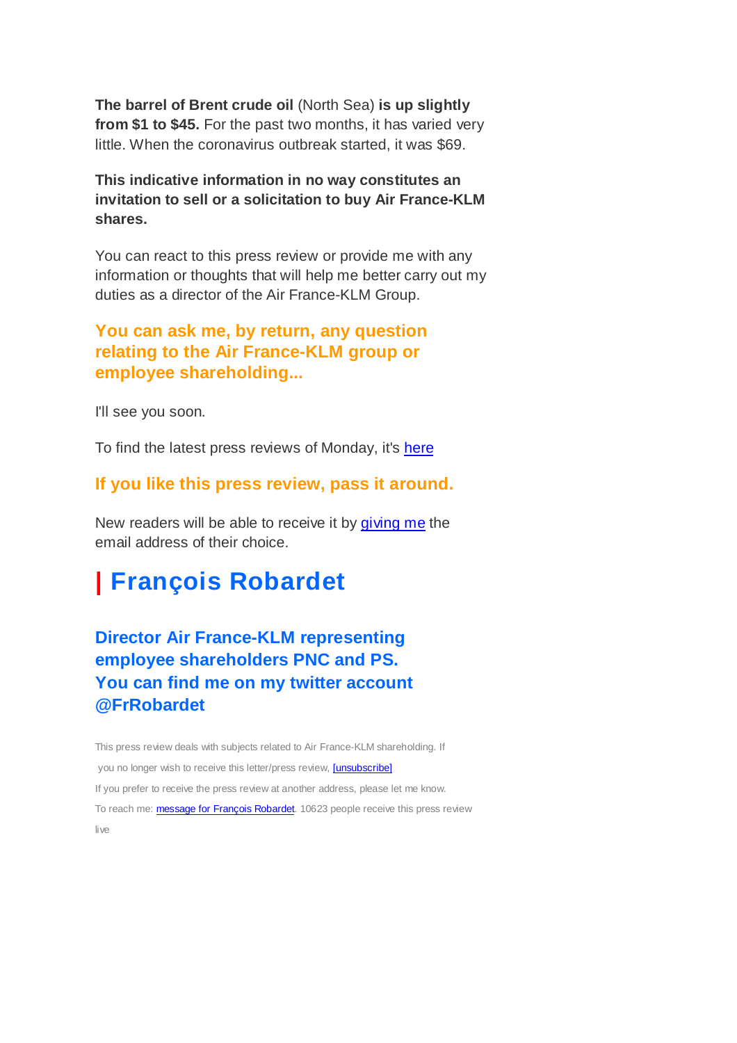**The barrel of Brent crude oil** (North Sea) **is up slightly from $1 to $45.** For the past two months, it has varied very little. When the coronavirus outbreak started, it was $69.

**This indicative information in no way constitutes an invitation to sell or a solicitation to buy Air France-KLM shares.**

You can react to this press review or provide me with any information or thoughts that will help me better carry out my duties as a director of the Air France-KLM Group.

### You can ask me, by return, any question relating to the Air France-KLM group or employee shareholding...

I'll see you soon.

To find the latest press reviews of Monday, it's here

### If you like this press review, pass it around.

New readers will be able to receive it by giving me the email address of their choice.

# | François Robardet

### Director Air France-KLM representing employee shareholders PNC and PS.
### You can find me on my twitter account @FrRobardet

This press review deals with subjects related to Air France-KLM shareholding. If you no longer wish to receive this letter/press review, [unsubscribe]

If you prefer to receive the press review at another address, please let me know.

To reach me: message for François Robardet. 10623 people receive this press review live